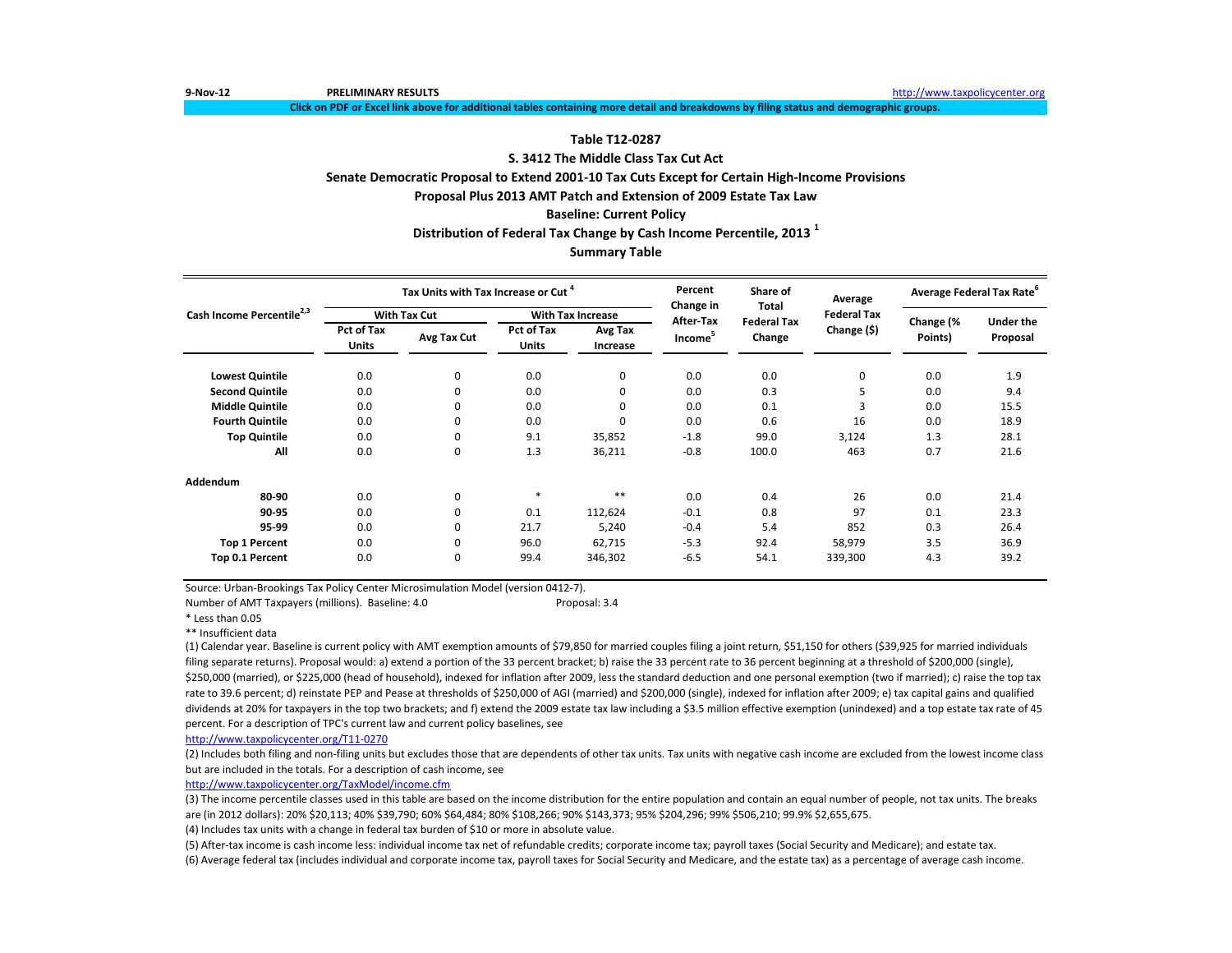9-Nov-12 **PRELIMINARY RESULTS** http://www.taxpolicycenter.org

**Click on PDF or Excel link above for additional tables containing more detail and breakdowns by filing status and demographic groups.**

## Table T12-0287

### S. 3412 The Middle Class Tax Cut Act

### Senate Democratic Proposal to Extend 2001-10 Tax Cuts Except for Certain High-Income Provisions

### Proposal Plus 2013 AMT Patch and Extension of 2009 Estate Tax Law

### Baseline: Current Policy

### Distribution of Federal Tax Change by Cash Income Percentile, 2013 [1]

### Summary Table

| Cash Income Percentile[2,3] | Tax Units with Tax Increase or Cut [4] | | | | Percent Change in After-Tax Income[5] | Share of Total Federal Tax Change | Average Federal Tax Change ($) | Average Federal Tax Rate[6] | |
|---|---|---|---|---|---|---|---|---|---|
| | With Tax Cut | | With Tax Increase | | | | | | |
| | Pct of Tax Units | Avg Tax Cut | Pct of Tax Units | Avg Tax Increase | | | | Change (% Points) | Under the Proposal |
| **Lowest Quintile** | 0.0 | 0 | 0.0 | 0 | 0.0 | 0.0 | 0 | 0.0 | 1.9 |
| **Second Quintile** | 0.0 | 0 | 0.0 | 0 | 0.0 | 0.3 | 5 | 0.0 | 9.4 |
| **Middle Quintile** | 0.0 | 0 | 0.0 | 0 | 0.0 | 0.1 | 3 | 0.0 | 15.5 |
| **Fourth Quintile** | 0.0 | 0 | 0.0 | 0 | 0.0 | 0.6 | 16 | 0.0 | 18.9 |
| **Top Quintile** | 0.0 | 0 | 9.1 | 35,852 | -1.8 | 99.0 | 3,124 | 1.3 | 28.1 |
| **All** | 0.0 | 0 | 1.3 | 36,211 | -0.8 | 100.0 | 463 | 0.7 | 21.6 |
| **Addendum** | | | | | | | | | |
| **80-90** | 0.0 | 0 | * | ** | 0.0 | 0.4 | 26 | 0.0 | 21.4 |
| **90-95** | 0.0 | 0 | 0.1 | 112,624 | -0.1 | 0.8 | 97 | 0.1 | 23.3 |
| **95-99** | 0.0 | 0 | 21.7 | 5,240 | -0.4 | 5.4 | 852 | 0.3 | 26.4 |
| **Top 1 Percent** | 0.0 | 0 | 96.0 | 62,715 | -5.3 | 92.4 | 58,979 | 3.5 | 36.9 |
| **Top 0.1 Percent** | 0.0 | 0 | 99.4 | 346,302 | -6.5 | 54.1 | 339,300 | 4.3 | 39.2 |

Source: Urban-Brookings Tax Policy Center Microsimulation Model (version 0412-7).

Number of AMT Taxpayers (millions). Baseline: 4.0 Proposal: 3.4

* Less than 0.05

** Insufficient data

(1) Calendar year. Baseline is current policy with AMT exemption amounts of $79,850 for married couples filing a joint return, $51,150 for others ($39,925 for married individuals filing separate returns). Proposal would: a) extend a portion of the 33 percent bracket; b) raise the 33 percent rate to 36 percent beginning at a threshold of $200,000 (single), $250,000 (married), or $225,000 (head of household), indexed for inflation after 2009, less the standard deduction and one personal exemption (two if married); c) raise the top tax rate to 39.6 percent; d) reinstate PEP and Pease at thresholds of $250,000 of AGI (married) and $200,000 (single), indexed for inflation after 2009; e) tax capital gains and qualified dividends at 20% for taxpayers in the top two brackets; and f) extend the 2009 estate tax law including a $3.5 million effective exemption (unindexed) and a top estate tax rate of 45 percent. For a description of TPC's current law and current policy baselines, see

http://www.taxpolicycenter.org/T11-0270

(2) Includes both filing and non-filing units but excludes those that are dependents of other tax units. Tax units with negative cash income are excluded from the lowest income class but are included in the totals. For a description of cash income, see

http://www.taxpolicycenter.org/TaxModel/income.cfm

(3) The income percentile classes used in this table are based on the income distribution for the entire population and contain an equal number of people, not tax units. The breaks are (in 2012 dollars): 20% $20,113; 40% $39,790; 60% $64,484; 80% $108,266; 90% $143,373; 95% $204,296; 99% $506,210; 99.9% $2,655,675.

(4) Includes tax units with a change in federal tax burden of $10 or more in absolute value.

(5) After-tax income is cash income less: individual income tax net of refundable credits; corporate income tax; payroll taxes (Social Security and Medicare); and estate tax.

(6) Average federal tax (includes individual and corporate income tax, payroll taxes for Social Security and Medicare, and the estate tax) as a percentage of average cash income.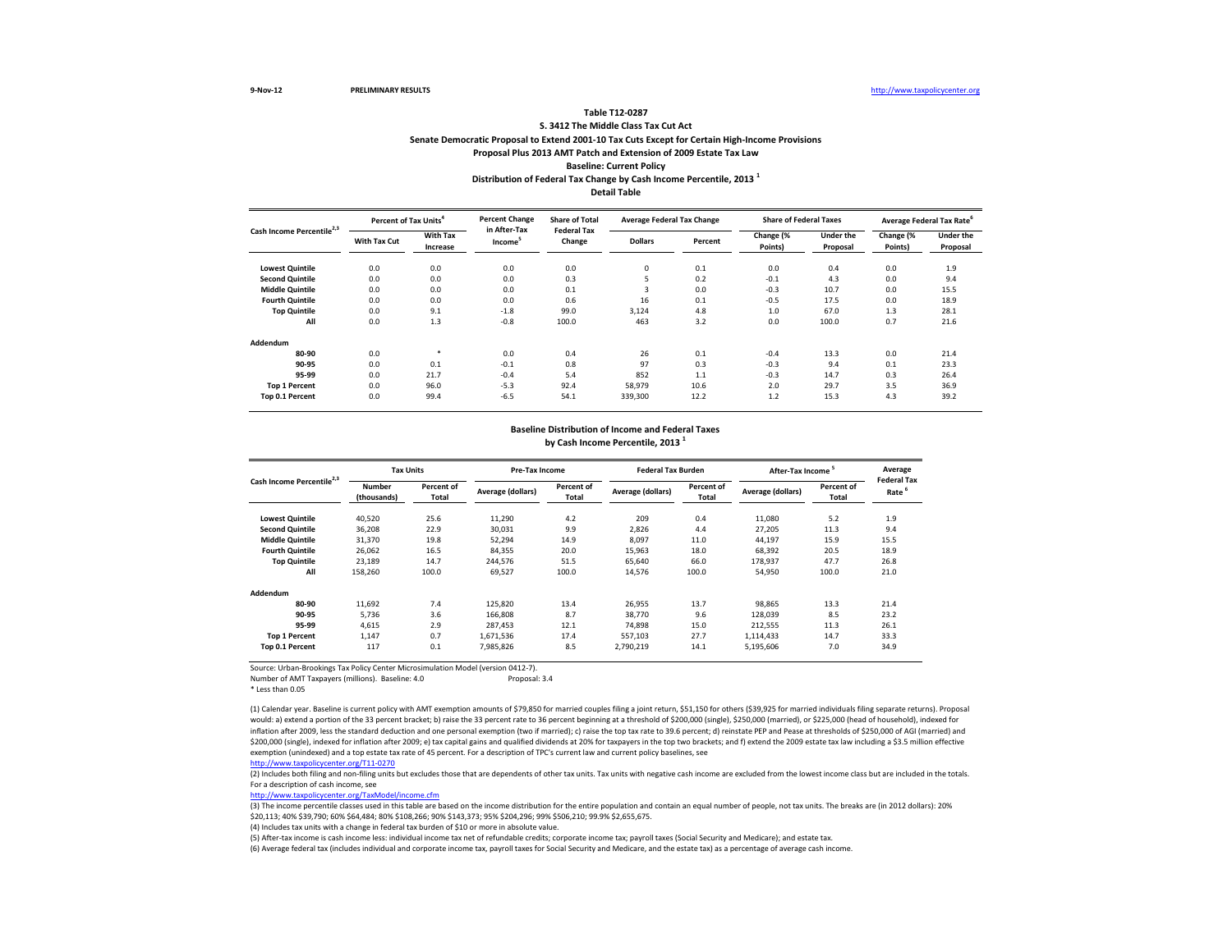9-Nov-12 PRELIMINARY RESULTS http://www.taxpolicycenter.org

**Table T12-0287**

**S. 3412 The Middle Class Tax Cut Act**

**Senate Democratic Proposal to Extend 2001-10 Tax Cuts Except for Certain High-Income Provisions**

**Proposal Plus 2013 AMT Patch and Extension of 2009 Estate Tax Law**

**Baseline: Current Policy**

**Distribution of Federal Tax Change by Cash Income Percentile, 2013 [1]**

**Detail Table**

| Cash Income Percentile[2,3] | Percent of Tax Units[4] | | Percent Change in After-Tax Income[5] | Share of Total Federal Tax Change | Average Federal Tax Change | | Share of Federal Taxes | | Average Federal Tax Rate[6] | |
|---|---|---|---|---|---|---|---|---|---|---|
| | With Tax Cut | With Tax Increase | | | Dollars | Percent | Change (% Points) | Under the Proposal | Change (% Points) | Under the Proposal |
| Lowest Quintile | 0.0 | 0.0 | 0.0 | 0.0 | 0 | 0.1 | 0.0 | 0.4 | 0.0 | 1.9 |
| Second Quintile | 0.0 | 0.0 | 0.0 | 0.3 | 5 | 0.2 | -0.1 | 4.3 | 0.0 | 9.4 |
| Middle Quintile | 0.0 | 0.0 | 0.0 | 0.1 | 3 | 0.0 | -0.3 | 10.7 | 0.0 | 15.5 |
| Fourth Quintile | 0.0 | 0.0 | 0.0 | 0.6 | 16 | 0.1 | -0.5 | 17.5 | 0.0 | 18.9 |
| Top Quintile | 0.0 | 9.1 | -1.8 | 99.0 | 3,124 | 4.8 | 1.0 | 67.0 | 1.3 | 28.1 |
| All | 0.0 | 1.3 | -0.8 | 100.0 | 463 | 3.2 | 0.0 | 100.0 | 0.7 | 21.6 |
| **Addendum** | | | | | | | | | | |
| 80-90 | 0.0 | * | 0.0 | 0.4 | 26 | 0.1 | -0.4 | 13.3 | 0.0 | 21.4 |
| 90-95 | 0.0 | 0.1 | -0.1 | 0.8 | 97 | 0.3 | -0.3 | 9.4 | 0.1 | 23.3 |
| 95-99 | 0.0 | 21.7 | -0.4 | 5.4 | 852 | 1.1 | -0.3 | 14.7 | 0.3 | 26.4 |
| Top 1 Percent | 0.0 | 96.0 | -5.3 | 92.4 | 58,979 | 10.6 | 2.0 | 29.7 | 3.5 | 36.9 |
| Top 0.1 Percent | 0.0 | 99.4 | -6.5 | 54.1 | 339,300 | 12.2 | 1.2 | 15.3 | 4.3 | 39.2 |

**Baseline Distribution of Income and Federal Taxes**

**by Cash Income Percentile, 2013 [1]**

| Cash Income Percentile[2,3] | Tax Units | | Pre-Tax Income | | Federal Tax Burden | | After-Tax Income[5] | | Average Federal Tax Rate[6] |
|---|---|---|---|---|---|---|---|---|---|
| | Number (thousands) | Percent of Total | Average (dollars) | Percent of Total | Average (dollars) | Percent of Total | Average (dollars) | Percent of Total | |
| Lowest Quintile | 40,520 | 25.6 | 11,290 | 4.2 | 209 | 0.4 | 11,080 | 5.2 | 1.9 |
| Second Quintile | 36,208 | 22.9 | 30,031 | 9.9 | 2,826 | 4.4 | 27,205 | 11.3 | 9.4 |
| Middle Quintile | 31,370 | 19.8 | 52,294 | 14.9 | 8,097 | 11.0 | 44,197 | 15.9 | 15.5 |
| Fourth Quintile | 26,062 | 16.5 | 84,355 | 20.0 | 15,963 | 18.0 | 68,392 | 20.5 | 18.9 |
| Top Quintile | 23,189 | 14.7 | 244,576 | 51.5 | 65,640 | 66.0 | 178,937 | 47.7 | 26.8 |
| All | 158,260 | 100.0 | 69,527 | 100.0 | 14,576 | 100.0 | 54,950 | 100.0 | 21.0 |
| **Addendum** | | | | | | | | | |
| 80-90 | 11,692 | 7.4 | 125,820 | 13.4 | 26,955 | 13.7 | 98,865 | 13.3 | 21.4 |
| 90-95 | 5,736 | 3.6 | 166,808 | 8.7 | 38,770 | 9.6 | 128,039 | 8.5 | 23.2 |
| 95-99 | 4,615 | 2.9 | 287,453 | 12.1 | 74,898 | 15.0 | 212,555 | 11.3 | 26.1 |
| Top 1 Percent | 1,147 | 0.7 | 1,671,536 | 17.4 | 557,103 | 27.7 | 1,114,433 | 14.7 | 33.3 |
| Top 0.1 Percent | 117 | 0.1 | 7,985,826 | 8.5 | 2,790,219 | 14.1 | 5,195,606 | 7.0 | 34.9 |

Source: Urban-Brookings Tax Policy Center Microsimulation Model (version 0412-7).

Number of AMT Taxpayers (millions). Baseline: 4.0 Proposal: 3.4

* Less than 0.05

(1) Calendar year. Baseline is current policy with AMT exemption amounts of $79,850 for married couples filing a joint return, $51,150 for others ($39,925 for married individuals filing separate returns). Proposal would: a) extend a portion of the 33 percent bracket; b) raise the 33 percent rate to 36 percent beginning at a threshold of $200,000 (single), $250,000 (married), or $225,000 (head of household), indexed for inflation after 2009, less the standard deduction and one personal exemption (two if married); c) raise the top tax rate to 39.6 percent; d) reinstate PEP and Pease at thresholds of $250,000 of AGI (married) and $200,000 (single), indexed for inflation after 2009; e) tax capital gains and qualified dividends at 20% for taxpayers in the top two brackets; and f) extend the 2009 estate tax law including a $3.5 million effective exemption (unindexed) and a top estate tax rate of 45 percent. For a description of TPC's current law and current policy baselines, see http://www.taxpolicycenter.org/T11-0270

(2) Includes both filing and non-filing units but excludes those that are dependents of other tax units. Tax units with negative cash income are excluded from the lowest income class but are included in the totals. For a description of cash income, see http://www.taxpolicycenter.org/TaxModel/income.cfm

(3) The income percentile classes used in this table are based on the income distribution for the entire population and contain an equal number of people, not tax units. The breaks are (in 2012 dollars): 20% $20,113; 40% $39,790; 60% $64,484; 80% $108,266; 90% $143,373; 95% $204,296; 99% $506,210; 99.9% $2,655,675.

(4) Includes tax units with a change in federal tax burden of $10 or more in absolute value.

(5) After-tax income is cash income less: individual income tax net of refundable credits; corporate income tax; payroll taxes (Social Security and Medicare); and estate tax.

(6) Average federal tax (includes individual and corporate income tax, payroll taxes for Social Security and Medicare, and the estate tax) as a percentage of average cash income.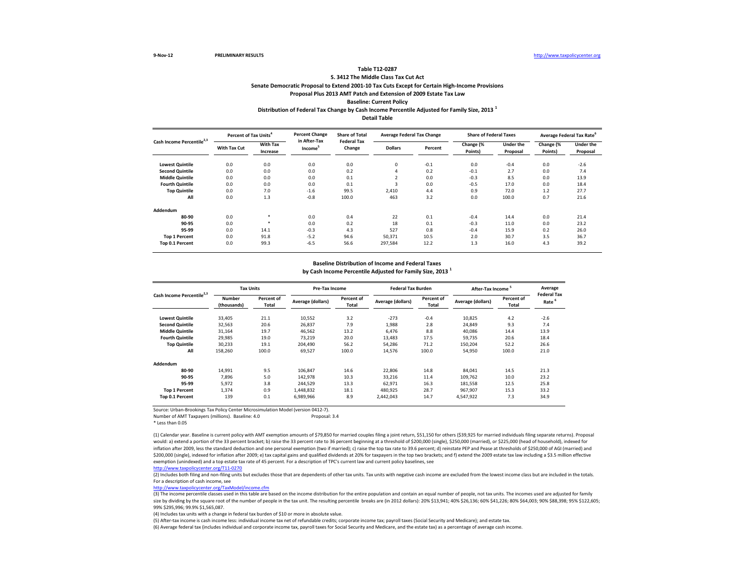9-Nov-12 **PRELIMINARY RESULTS** http://www.taxpolicycenter.org

**Table T12-0287**

**S. 3412 The Middle Class Tax Cut Act**

**Senate Democratic Proposal to Extend 2001-10 Tax Cuts Except for Certain High-Income Provisions**

**Proposal Plus 2013 AMT Patch and Extension of 2009 Estate Tax Law**

**Baseline: Current Policy**

**Distribution of Federal Tax Change by Cash Income Percentile Adjusted for Family Size, 2013 [1]**

**Detail Table**

| Cash Income Percentile[2,3] | Percent of Tax Units[4] | | Percent Change in After-Tax Income[5] | Share of Total Federal Tax Change | Average Federal Tax Change | | Share of Federal Taxes | | Average Federal Tax Rate[6] | |
|---|---|---|---|---|---|---|---|---|---|---|
| | With Tax Cut | With Tax Increase | | | Dollars | Percent | Change (% Points) | Under the Proposal | Change (% Points) | Under the Proposal |
| **Lowest Quintile** | 0.0 | 0.0 | 0.0 | 0.0 | 0 | -0.1 | 0.0 | -0.4 | 0.0 | -2.6 |
| **Second Quintile** | 0.0 | 0.0 | 0.0 | 0.2 | 4 | 0.2 | -0.1 | 2.7 | 0.0 | 7.4 |
| **Middle Quintile** | 0.0 | 0.0 | 0.0 | 0.1 | 2 | 0.0 | -0.3 | 8.5 | 0.0 | 13.9 |
| **Fourth Quintile** | 0.0 | 0.0 | 0.0 | 0.1 | 3 | 0.0 | -0.5 | 17.0 | 0.0 | 18.4 |
| **Top Quintile** | 0.0 | 7.0 | -1.6 | 99.5 | 2,410 | 4.4 | 0.9 | 72.0 | 1.2 | 27.7 |
| **All** | 0.0 | 1.3 | -0.8 | 100.0 | 463 | 3.2 | 0.0 | 100.0 | 0.7 | 21.6 |
| **Addendum** | | | | | | | | | | |
| **80-90** | 0.0 | * | 0.0 | 0.4 | 22 | 0.1 | -0.4 | 14.4 | 0.0 | 21.4 |
| **90-95** | 0.0 | * | 0.0 | 0.2 | 18 | 0.1 | -0.3 | 11.0 | 0.0 | 23.2 |
| **95-99** | 0.0 | 14.1 | -0.3 | 4.3 | 527 | 0.8 | -0.4 | 15.9 | 0.2 | 26.0 |
| **Top 1 Percent** | 0.0 | 91.8 | -5.2 | 94.6 | 50,371 | 10.5 | 2.0 | 30.7 | 3.5 | 36.7 |
| **Top 0.1 Percent** | 0.0 | 99.3 | -6.5 | 56.6 | 297,584 | 12.2 | 1.3 | 16.0 | 4.3 | 39.2 |

**Baseline Distribution of Income and Federal Taxes**

**by Cash Income Percentile Adjusted for Family Size, 2013 [1]**

| Cash Income Percentile[2,3] | Tax Units | | Pre-Tax Income | | Federal Tax Burden | | After-Tax Income[5] | | Average Federal Tax Rate[6] |
|---|---|---|---|---|---|---|---|---|---|
| | Number (thousands) | Percent of Total | Average (dollars) | Percent of Total | Average (dollars) | Percent of Total | Average (dollars) | Percent of Total | |
| **Lowest Quintile** | 33,405 | 21.1 | 10,552 | 3.2 | -273 | -0.4 | 10,825 | 4.2 | -2.6 |
| **Second Quintile** | 32,563 | 20.6 | 26,837 | 7.9 | 1,988 | 2.8 | 24,849 | 9.3 | 7.4 |
| **Middle Quintile** | 31,164 | 19.7 | 46,562 | 13.2 | 6,476 | 8.8 | 40,086 | 14.4 | 13.9 |
| **Fourth Quintile** | 29,985 | 19.0 | 73,219 | 20.0 | 13,483 | 17.5 | 59,735 | 20.6 | 18.4 |
| **Top Quintile** | 30,233 | 19.1 | 204,490 | 56.2 | 54,286 | 71.2 | 150,204 | 52.2 | 26.6 |
| **All** | 158,260 | 100.0 | 69,527 | 100.0 | 14,576 | 100.0 | 54,950 | 100.0 | 21.0 |
| **Addendum** | | | | | | | | | |
| **80-90** | 14,991 | 9.5 | 106,847 | 14.6 | 22,806 | 14.8 | 84,041 | 14.5 | 21.3 |
| **90-95** | 7,896 | 5.0 | 142,978 | 10.3 | 33,216 | 11.4 | 109,762 | 10.0 | 23.2 |
| **95-99** | 5,972 | 3.8 | 244,529 | 13.3 | 62,971 | 16.3 | 181,558 | 12.5 | 25.8 |
| **Top 1 Percent** | 1,374 | 0.9 | 1,448,832 | 18.1 | 480,925 | 28.7 | 967,907 | 15.3 | 33.2 |
| **Top 0.1 Percent** | 139 | 0.1 | 6,989,966 | 8.9 | 2,442,043 | 14.7 | 4,547,922 | 7.3 | 34.9 |

Source: Urban-Brookings Tax Policy Center Microsimulation Model (version 0412-7).

Number of AMT Taxpayers (millions). Baseline: 4.0 Proposal: 3.4

* Less than 0.05

(1) Calendar year. Baseline is current policy with AMT exemption amounts of $79,850 for married couples filing a joint return, $51,150 for others ($39,925 for married individuals filing separate returns). Proposal would: a) extend a portion of the 33 percent bracket; b) raise the 33 percent rate to 36 percent beginning at a threshold of $200,000 (single), $250,000 (married), or $225,000 (head of household), indexed for inflation after 2009, less the standard deduction and one personal exemption (two if married); c) raise the top tax rate to 39.6 percent; d) reinstate PEP and Pease at thresholds of $250,000 of AGI (married) and $200,000 (single), indexed for inflation after 2009; e) tax capital gains and qualified dividends at 20% for taxpayers in the top two brackets; and f) extend the 2009 estate tax law including a $3.5 million effective exemption (unindexed) and a top estate tax rate of 45 percent. For a description of TPC's current law and current policy baselines, see http://www.taxpolicycenter.org/T11-0270

(2) Includes both filing and non-filing units but excludes those that are dependents of other tax units. Tax units with negative cash income are excluded from the lowest income class but are included in the totals. For a description of cash income, see http://www.taxpolicycenter.org/TaxModel/income.cfm

(3) The income percentile classes used in this table are based on the income distribution for the entire population and contain an equal number of people, not tax units. The incomes used are adjusted for family size by dividing by the square root of the number of people in the tax unit. The resulting percentile breaks are (in 2012 dollars): 20% $13,941; 40% $26,136; 60% $41,226; 80% $64,003; 90% $88,398; 95% $122,605; 99% $295,996; 99.9% $1,565,087.

(4) Includes tax units with a change in federal tax burden of $10 or more in absolute value.

(5) After-tax income is cash income less: individual income tax net of refundable credits; corporate income tax; payroll taxes (Social Security and Medicare); and estate tax.

(6) Average federal tax (includes individual and corporate income tax, payroll taxes for Social Security and Medicare, and the estate tax) as a percentage of average cash income.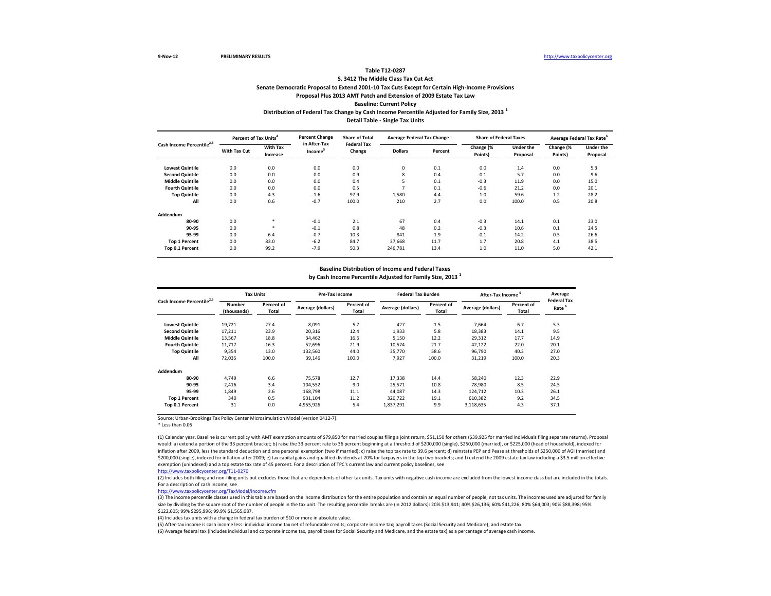9-Nov-12 PRELIMINARY RESULTS http://www.taxpolicycenter.org

**Table T12-0287**

**S. 3412 The Middle Class Tax Cut Act**

**Senate Democratic Proposal to Extend 2001-10 Tax Cuts Except for Certain High-Income Provisions**

**Proposal Plus 2013 AMT Patch and Extension of 2009 Estate Tax Law**

**Baseline: Current Policy**

**Distribution of Federal Tax Change by Cash Income Percentile Adjusted for Family Size, 2013 [1]**

**Detail Table - Single Tax Units**

| Cash Income Percentile[2,3] | Percent of Tax Units[4] | | Percent Change in After-Tax Income[5] | Share of Total Federal Tax Change | Average Federal Tax Change | | Share of Federal Taxes | | Average Federal Tax Rate[6] | |
|---|---|---|---|---|---|---|---|---|---|---|
| | With Tax Cut | With Tax Increase | | | Dollars | Percent | Change (% Points) | Under the Proposal | Change (% Points) | Under the Proposal |
| Lowest Quintile | 0.0 | 0.0 | 0.0 | 0.0 | 0 | 0.1 | 0.0 | 1.4 | 0.0 | 5.3 |
| Second Quintile | 0.0 | 0.0 | 0.0 | 0.9 | 8 | 0.4 | -0.1 | 5.7 | 0.0 | 9.6 |
| Middle Quintile | 0.0 | 0.0 | 0.0 | 0.4 | 5 | 0.1 | -0.3 | 11.9 | 0.0 | 15.0 |
| Fourth Quintile | 0.0 | 0.0 | 0.0 | 0.5 | 7 | 0.1 | -0.6 | 21.2 | 0.0 | 20.1 |
| Top Quintile | 0.0 | 4.3 | -1.6 | 97.9 | 1,580 | 4.4 | 1.0 | 59.6 | 1.2 | 28.2 |
| All | 0.0 | 0.6 | -0.7 | 100.0 | 210 | 2.7 | 0.0 | 100.0 | 0.5 | 20.8 |
| **Addendum** | | | | | | | | | | |
| 80-90 | 0.0 | * | -0.1 | 2.1 | 67 | 0.4 | -0.3 | 14.1 | 0.1 | 23.0 |
| 90-95 | 0.0 | * | -0.1 | 0.8 | 48 | 0.2 | -0.3 | 10.6 | 0.1 | 24.5 |
| 95-99 | 0.0 | 6.4 | -0.7 | 10.3 | 841 | 1.9 | -0.1 | 14.2 | 0.5 | 26.6 |
| Top 1 Percent | 0.0 | 83.0 | -6.2 | 84.7 | 37,668 | 11.7 | 1.7 | 20.8 | 4.1 | 38.5 |
| Top 0.1 Percent | 0.0 | 99.2 | -7.9 | 50.3 | 246,781 | 13.4 | 1.0 | 11.0 | 5.0 | 42.1 |

**Baseline Distribution of Income and Federal Taxes**

**by Cash Income Percentile Adjusted for Family Size, 2013 [1]**

| Cash Income Percentile[2,3] | Tax Units | | Pre-Tax Income | | Federal Tax Burden | | After-Tax Income[5] | | Average Federal Tax Rate[6] |
|---|---|---|---|---|---|---|---|---|---|
| | Number (thousands) | Percent of Total | Average (dollars) | Percent of Total | Average (dollars) | Percent of Total | Average (dollars) | Percent of Total | |
| Lowest Quintile | 19,721 | 27.4 | 8,091 | 5.7 | 427 | 1.5 | 7,664 | 6.7 | 5.3 |
| Second Quintile | 17,211 | 23.9 | 20,316 | 12.4 | 1,933 | 5.8 | 18,383 | 14.1 | 9.5 |
| Middle Quintile | 13,567 | 18.8 | 34,462 | 16.6 | 5,150 | 12.2 | 29,312 | 17.7 | 14.9 |
| Fourth Quintile | 11,717 | 16.3 | 52,696 | 21.9 | 10,574 | 21.7 | 42,122 | 22.0 | 20.1 |
| Top Quintile | 9,354 | 13.0 | 132,560 | 44.0 | 35,770 | 58.6 | 96,790 | 40.3 | 27.0 |
| All | 72,035 | 100.0 | 39,146 | 100.0 | 7,927 | 100.0 | 31,219 | 100.0 | 20.3 |
| **Addendum** | | | | | | | | | |
| 80-90 | 4,749 | 6.6 | 75,578 | 12.7 | 17,338 | 14.4 | 58,240 | 12.3 | 22.9 |
| 90-95 | 2,416 | 3.4 | 104,552 | 9.0 | 25,571 | 10.8 | 78,980 | 8.5 | 24.5 |
| 95-99 | 1,849 | 2.6 | 168,798 | 11.1 | 44,087 | 14.3 | 124,712 | 10.3 | 26.1 |
| Top 1 Percent | 340 | 0.5 | 931,104 | 11.2 | 320,722 | 19.1 | 610,382 | 9.2 | 34.5 |
| Top 0.1 Percent | 31 | 0.0 | 4,955,926 | 5.4 | 1,837,291 | 9.9 | 3,118,635 | 4.3 | 37.1 |

Source: Urban-Brookings Tax Policy Center Microsimulation Model (version 0412-7).

* Less than 0.05

(1) Calendar year. Baseline is current policy with AMT exemption amounts of $79,850 for married couples filing a joint return, $51,150 for others ($39,925 for married individuals filing separate returns). Proposal would: a) extend a portion of the 33 percent bracket; b) raise the 33 percent rate to 36 percent beginning at a threshold of $200,000 (single), $250,000 (married), or $225,000 (head of household), indexed for inflation after 2009, less the standard deduction and one personal exemption (two if married); c) raise the top tax rate to 39.6 percent; d) reinstate PEP and Pease at thresholds of $250,000 of AGI (married) and $200,000 (single), indexed for inflation after 2009; e) tax capital gains and qualified dividends at 20% for taxpayers in the top two brackets; and f) extend the 2009 estate tax law including a $3.5 million effective exemption (unindexed) and a top estate tax rate of 45 percent. For a description of TPC's current law and current policy baselines, see
http://www.taxpolicycenter.org/T11-0270

(2) Includes both filing and non-filing units but excludes those that are dependents of other tax units. Tax units with negative cash income are excluded from the lowest income class but are included in the totals. For a description of cash income, see
http://www.taxpolicycenter.org/TaxModel/income.cfm

(3) The income percentile classes used in this table are based on the income distribution for the entire population and contain an equal number of people, not tax units. The incomes used are adjusted for family size by dividing by the square root of the number of people in the tax unit. The resulting percentile breaks are (in 2012 dollars): 20% $13,941; 40% $26,136; 60% $41,226; 80% $64,003; 90% $88,398; 95% $122,605; 99% $295,996; 99.9% $1,565,087.

(4) Includes tax units with a change in federal tax burden of $10 or more in absolute value.

(5) After-tax income is cash income less: individual income tax net of refundable credits; corporate income tax; payroll taxes (Social Security and Medicare); and estate tax.

(6) Average federal tax (includes individual and corporate income tax, payroll taxes for Social Security and Medicare, and the estate tax) as a percentage of average cash income.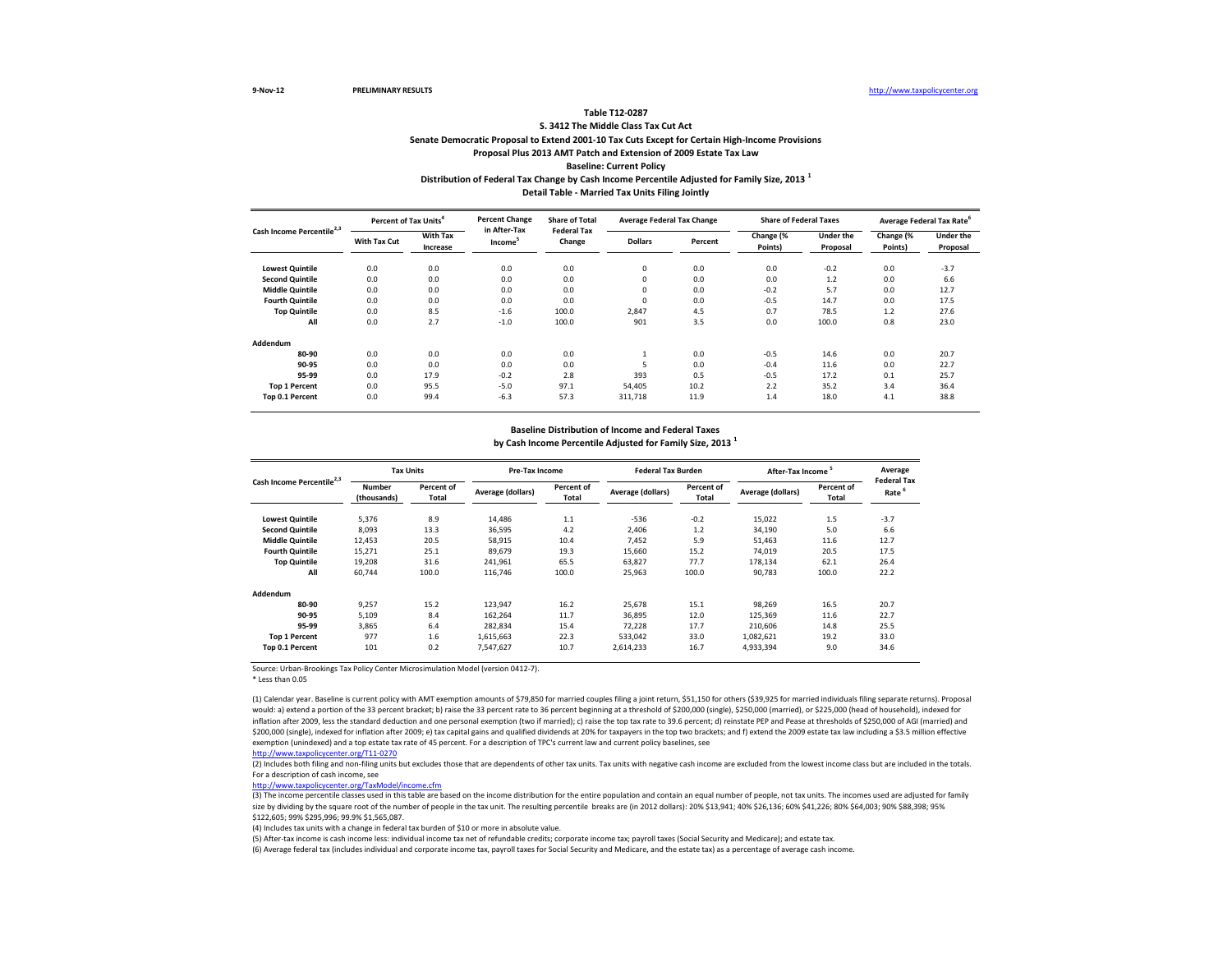9-Nov-12 PRELIMINARY RESULTS http://www.taxpolicycenter.org

**Table T12-0287**

**S. 3412 The Middle Class Tax Cut Act**

**Senate Democratic Proposal to Extend 2001-10 Tax Cuts Except for Certain High-Income Provisions**

**Proposal Plus 2013 AMT Patch and Extension of 2009 Estate Tax Law**

**Baseline: Current Policy**

**Distribution of Federal Tax Change by Cash Income Percentile Adjusted for Family Size, 2013 [1]**

**Detail Table - Married Tax Units Filing Jointly**

| Cash Income Percentile[2,3] | Percent of Tax Units[4] | | Percent Change in After-Tax Income[5] | Share of Total Federal Tax Change | Average Federal Tax Change | | Share of Federal Taxes | | Average Federal Tax Rate[6] | |
|---|---|---|---|---|---|---|---|---|---|---|
| | With Tax Cut | With Tax Increase | | | Dollars | Percent | Change (% Points) | Under the Proposal | Change (% Points) | Under the Proposal |
| Lowest Quintile | 0.0 | 0.0 | 0.0 | 0.0 | 0 | 0.0 | 0.0 | -0.2 | 0.0 | -3.7 |
| Second Quintile | 0.0 | 0.0 | 0.0 | 0.0 | 0 | 0.0 | 0.0 | 1.2 | 0.0 | 6.6 |
| Middle Quintile | 0.0 | 0.0 | 0.0 | 0.0 | 0 | 0.0 | -0.2 | 5.7 | 0.0 | 12.7 |
| Fourth Quintile | 0.0 | 0.0 | 0.0 | 0.0 | 0 | 0.0 | -0.5 | 14.7 | 0.0 | 17.5 |
| Top Quintile | 0.0 | 8.5 | -1.6 | 100.0 | 2,847 | 4.5 | 0.7 | 78.5 | 1.2 | 27.6 |
| All | 0.0 | 2.7 | -1.0 | 100.0 | 901 | 3.5 | 0.0 | 100.0 | 0.8 | 23.0 |
| **Addendum** | | | | | | | | | | |
| 80-90 | 0.0 | 0.0 | 0.0 | 0.0 | 1 | 0.0 | -0.5 | 14.6 | 0.0 | 20.7 |
| 90-95 | 0.0 | 0.0 | 0.0 | 0.0 | 5 | 0.0 | -0.4 | 11.6 | 0.0 | 22.7 |
| 95-99 | 0.0 | 17.9 | -0.2 | 2.8 | 393 | 0.5 | -0.5 | 17.2 | 0.1 | 25.7 |
| Top 1 Percent | 0.0 | 95.5 | -5.0 | 97.1 | 54,405 | 10.2 | 2.2 | 35.2 | 3.4 | 36.4 |
| Top 0.1 Percent | 0.0 | 99.4 | -6.3 | 57.3 | 311,718 | 11.9 | 1.4 | 18.0 | 4.1 | 38.8 |

**Baseline Distribution of Income and Federal Taxes**

**by Cash Income Percentile Adjusted for Family Size, 2013 [1]**

| Cash Income Percentile[2,3] | Tax Units | | Pre-Tax Income | | Federal Tax Burden | | After-Tax Income[5] | | Average Federal Tax Rate[6] |
|---|---|---|---|---|---|---|---|---|---|
| | Number (thousands) | Percent of Total | Average (dollars) | Percent of Total | Average (dollars) | Percent of Total | Average (dollars) | Percent of Total | |
| Lowest Quintile | 5,376 | 8.9 | 14,486 | 1.1 | -536 | -0.2 | 15,022 | 1.5 | -3.7 |
| Second Quintile | 8,093 | 13.3 | 36,595 | 4.2 | 2,406 | 1.2 | 34,190 | 5.0 | 6.6 |
| Middle Quintile | 12,453 | 20.5 | 58,915 | 10.4 | 7,452 | 5.9 | 51,463 | 11.6 | 12.7 |
| Fourth Quintile | 15,271 | 25.1 | 89,679 | 19.3 | 15,660 | 15.2 | 74,019 | 20.5 | 17.5 |
| Top Quintile | 19,208 | 31.6 | 241,961 | 65.5 | 63,827 | 77.7 | 178,134 | 62.1 | 26.4 |
| All | 60,744 | 100.0 | 116,746 | 100.0 | 25,963 | 100.0 | 90,783 | 100.0 | 22.2 |
| **Addendum** | | | | | | | | | |
| 80-90 | 9,257 | 15.2 | 123,947 | 16.2 | 25,678 | 15.1 | 98,269 | 16.5 | 20.7 |
| 90-95 | 5,109 | 8.4 | 162,264 | 11.7 | 36,895 | 12.0 | 125,369 | 11.6 | 22.7 |
| 95-99 | 3,865 | 6.4 | 282,834 | 15.4 | 72,228 | 17.7 | 210,606 | 14.8 | 25.5 |
| Top 1 Percent | 977 | 1.6 | 1,615,663 | 22.3 | 533,042 | 33.0 | 1,082,621 | 19.2 | 33.0 |
| Top 0.1 Percent | 101 | 0.2 | 7,547,627 | 10.7 | 2,614,233 | 16.7 | 4,933,394 | 9.0 | 34.6 |

Source: Urban-Brookings Tax Policy Center Microsimulation Model (version 0412-7).

\* Less than 0.05

(1) Calendar year. Baseline is current policy with AMT exemption amounts of $79,850 for married couples filing a joint return, $51,150 for others ($39,925 for married individuals filing separate returns). Proposal would: a) extend a portion of the 33 percent bracket; b) raise the 33 percent rate to 36 percent beginning at a threshold of $200,000 (single), $250,000 (married), or $225,000 (head of household), indexed for inflation after 2009, less the standard deduction and one personal exemption (two if married); c) raise the top tax rate to 39.6 percent; d) reinstate PEP and Pease at thresholds of $250,000 of AGI (married) and $200,000 (single), indexed for inflation after 2009; e) tax capital gains and qualified dividends at 20% for taxpayers in the top two brackets; and f) extend the 2009 estate tax law including a $3.5 million effective exemption (unindexed) and a top estate tax rate of 45 percent. For a description of TPC's current law and current policy baselines, see http://www.taxpolicycenter.org/T11-0270

(2) Includes both filing and non-filing units but excludes those that are dependents of other tax units. Tax units with negative cash income are excluded from the lowest income class but are included in the totals. For a description of cash income, see http://www.taxpolicycenter.org/TaxModel/income.cfm

(3) The income percentile classes used in this table are based on the income distribution for the entire population and contain an equal number of people, not tax units. The incomes used are adjusted for family size by dividing by the square root of the number of people in the tax unit. The resulting percentile breaks are (in 2012 dollars): 20% $13,941; 40% $26,136; 60% $41,226; 80% $64,003; 90% $88,398; 95% $122,605; 99% $295,996; 99.9% $1,565,087.

(4) Includes tax units with a change in federal tax burden of $10 or more in absolute value.

(5) After-tax income is cash income less: individual income tax net of refundable credits; corporate income tax; payroll taxes (Social Security and Medicare); and estate tax.

(6) Average federal tax (includes individual and corporate income tax, payroll taxes for Social Security and Medicare, and the estate tax) as a percentage of average cash income.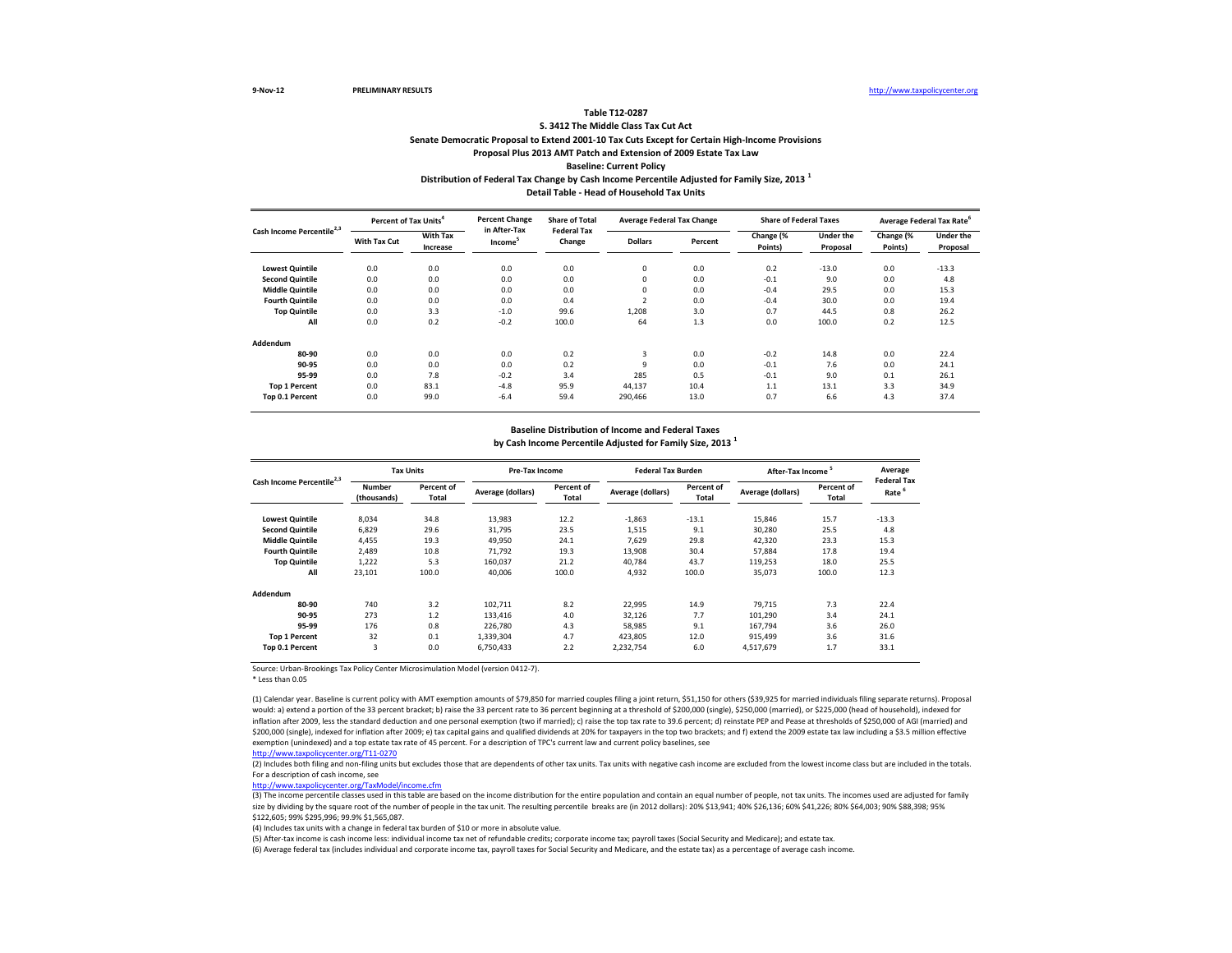9-Nov-12 PRELIMINARY RESULTS http://www.taxpolicycenter.org

## Table T12-0287

### S. 3412 The Middle Class Tax Cut Act

### Senate Democratic Proposal to Extend 2001-10 Tax Cuts Except for Certain High-Income Provisions

### Proposal Plus 2013 AMT Patch and Extension of 2009 Estate Tax Law

### Baseline: Current Policy

### Distribution of Federal Tax Change by Cash Income Percentile Adjusted for Family Size, 2013 [1]

### Detail Table - Head of Household Tax Units

| Cash Income Percentile[2,3] | Percent of Tax Units[4] | | Percent Change in After-Tax Income[5] | Share of Total Federal Tax Change | Average Federal Tax Change | | Share of Federal Taxes | | Average Federal Tax Rate[6] | |
|---|---|---|---|---|---|---|---|---|---|---|
| | With Tax Cut | With Tax Increase | | | Dollars | Percent | Change (% Points) | Under the Proposal | Change (% Points) | Under the Proposal |
| Lowest Quintile | 0.0 | 0.0 | 0.0 | 0.0 | 0 | 0.0 | 0.2 | -13.0 | 0.0 | -13.3 |
| Second Quintile | 0.0 | 0.0 | 0.0 | 0.0 | 0 | 0.0 | -0.1 | 9.0 | 0.0 | 4.8 |
| Middle Quintile | 0.0 | 0.0 | 0.0 | 0.0 | 0 | 0.0 | -0.4 | 29.5 | 0.0 | 15.3 |
| Fourth Quintile | 0.0 | 0.0 | 0.0 | 0.4 | 2 | 0.0 | -0.4 | 30.0 | 0.0 | 19.4 |
| Top Quintile | 0.0 | 3.3 | -1.0 | 99.6 | 1,208 | 3.0 | 0.7 | 44.5 | 0.8 | 26.2 |
| All | 0.0 | 0.2 | -0.2 | 100.0 | 64 | 1.3 | 0.0 | 100.0 | 0.2 | 12.5 |
| **Addendum** | | | | | | | | | | |
| 80-90 | 0.0 | 0.0 | 0.0 | 0.2 | 3 | 0.0 | -0.2 | 14.8 | 0.0 | 22.4 |
| 90-95 | 0.0 | 0.0 | 0.0 | 0.2 | 9 | 0.0 | -0.1 | 7.6 | 0.0 | 24.1 |
| 95-99 | 0.0 | 7.8 | -0.2 | 3.4 | 285 | 0.5 | -0.1 | 9.0 | 0.1 | 26.1 |
| Top 1 Percent | 0.0 | 83.1 | -4.8 | 95.9 | 44,137 | 10.4 | 1.1 | 13.1 | 3.3 | 34.9 |
| Top 0.1 Percent | 0.0 | 99.0 | -6.4 | 59.4 | 290,466 | 13.0 | 0.7 | 6.6 | 4.3 | 37.4 |

### Baseline Distribution of Income and Federal Taxes by Cash Income Percentile Adjusted for Family Size, 2013 [1]

| Cash Income Percentile[2,3] | Tax Units | | Pre-Tax Income | | Federal Tax Burden | | After-Tax Income[5] | | Average Federal Tax Rate[6] |
|---|---|---|---|---|---|---|---|---|---|
| | Number (thousands) | Percent of Total | Average (dollars) | Percent of Total | Average (dollars) | Percent of Total | Average (dollars) | Percent of Total | |
| Lowest Quintile | 8,034 | 34.8 | 13,983 | 12.2 | -1,863 | -13.1 | 15,846 | 15.7 | -13.3 |
| Second Quintile | 6,829 | 29.6 | 31,795 | 23.5 | 1,515 | 9.1 | 30,280 | 25.5 | 4.8 |
| Middle Quintile | 4,455 | 19.3 | 49,950 | 24.1 | 7,629 | 29.8 | 42,320 | 23.3 | 15.3 |
| Fourth Quintile | 2,489 | 10.8 | 71,792 | 19.3 | 13,908 | 30.4 | 57,884 | 17.8 | 19.4 |
| Top Quintile | 1,222 | 5.3 | 160,037 | 21.2 | 40,784 | 43.7 | 119,253 | 18.0 | 25.5 |
| All | 23,101 | 100.0 | 40,006 | 100.0 | 4,932 | 100.0 | 35,073 | 100.0 | 12.3 |
| **Addendum** | | | | | | | | | |
| 80-90 | 740 | 3.2 | 102,711 | 8.2 | 22,995 | 14.9 | 79,715 | 7.3 | 22.4 |
| 90-95 | 273 | 1.2 | 133,416 | 4.0 | 32,126 | 7.7 | 101,290 | 3.4 | 24.1 |
| 95-99 | 176 | 0.8 | 226,780 | 4.3 | 58,985 | 9.1 | 167,794 | 3.6 | 26.0 |
| Top 1 Percent | 32 | 0.1 | 1,339,304 | 4.7 | 423,805 | 12.0 | 915,499 | 3.6 | 31.6 |
| Top 0.1 Percent | 3 | 0.0 | 6,750,433 | 2.2 | 2,232,754 | 6.0 | 4,517,679 | 1.7 | 33.1 |

Source: Urban-Brookings Tax Policy Center Microsimulation Model (version 0412-7).

\* Less than 0.05

(1) Calendar year. Baseline is current policy with AMT exemption amounts of $79,850 for married couples filing a joint return, $51,150 for others ($39,925 for married individuals filing separate returns). Proposal would: a) extend a portion of the 33 percent bracket; b) raise the 33 percent rate to 36 percent beginning at a threshold of $200,000 (single), $250,000 (married), or $225,000 (head of household), indexed for inflation after 2009, less the standard deduction and one personal exemption (two if married); c) raise the top tax rate to 39.6 percent; d) reinstate PEP and Pease at thresholds of $250,000 of AGI (married) and $200,000 (single), indexed for inflation after 2009; e) tax capital gains and qualified dividends at 20% for taxpayers in the top two brackets; and f) extend the 2009 estate tax law including a $3.5 million effective exemption (unindexed) and a top estate tax rate of 45 percent. For a description of TPC's current law and current policy baselines, see http://www.taxpolicycenter.org/T11-0270

(2) Includes both filing and non-filing units but excludes those that are dependents of other tax units. Tax units with negative cash income are excluded from the lowest income class but are included in the totals. For a description of cash income, see http://www.taxpolicycenter.org/TaxModel/income.cfm

(3) The income percentile classes used in this table are based on the income distribution for the entire population and contain an equal number of people, not tax units. The incomes used are adjusted for family size by dividing by the square root of the number of people in the tax unit. The resulting percentile breaks are (in 2012 dollars): 20% $13,941; 40% $26,136; 60% $41,226; 80% $64,003; 90% $88,398; 95% $122,605; 99% $295,996; 99.9% $1,565,087.

(4) Includes tax units with a change in federal tax burden of $10 or more in absolute value.

(5) After-tax income is cash income less: individual income tax net of refundable credits; corporate income tax; payroll taxes (Social Security and Medicare); and estate tax.

(6) Average federal tax (includes individual and corporate income tax, payroll taxes for Social Security and Medicare, and the estate tax) as a percentage of average cash income.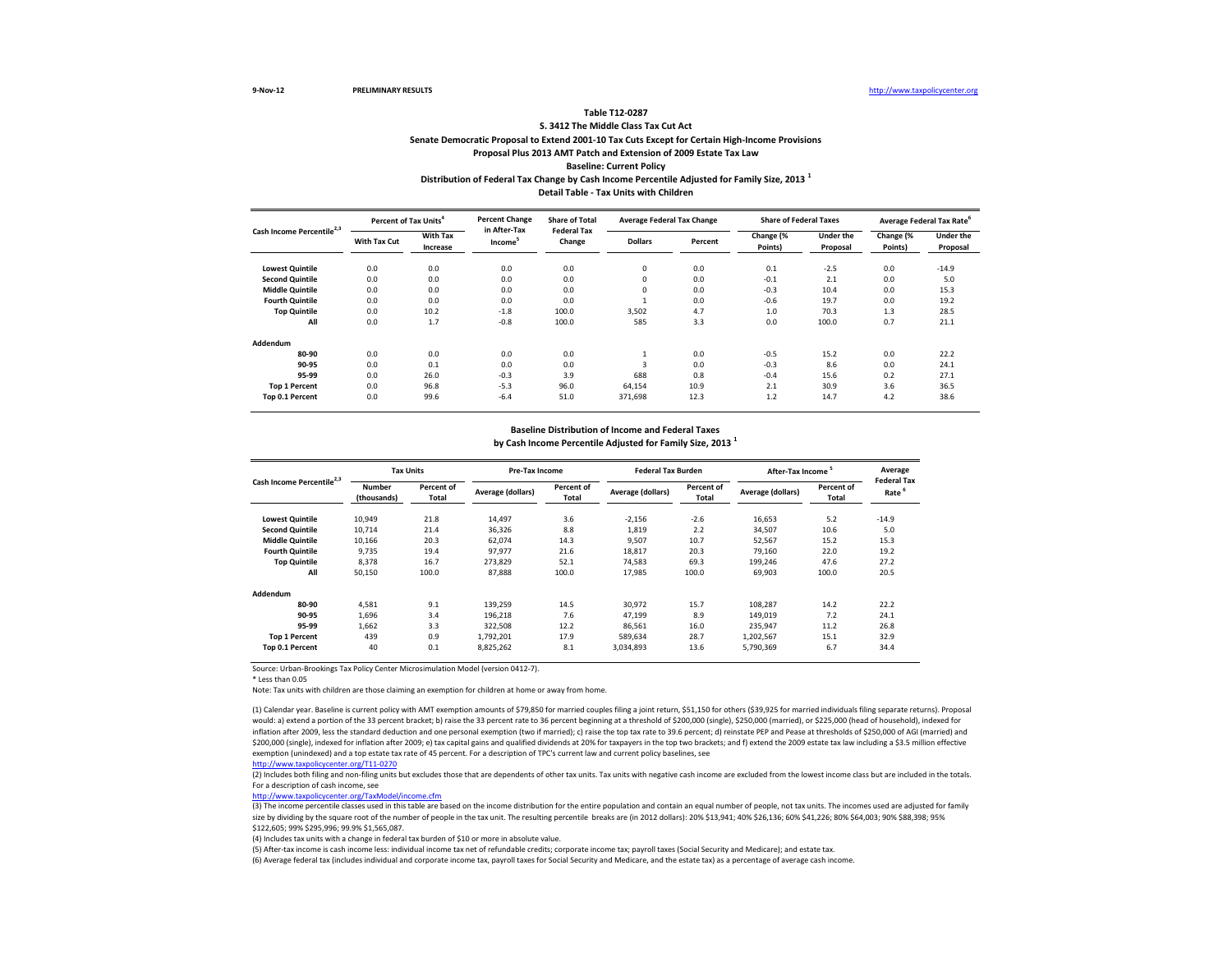# Table T12-0287

## S. 3412 The Middle Class Tax Cut Act

### Senate Democratic Proposal to Extend 2001-10 Tax Cuts Except for Certain High-Income Provisions

### Proposal Plus 2013 AMT Patch and Extension of 2009 Estate Tax Law

### Baseline: Current Policy

### Distribution of Federal Tax Change by Cash Income Percentile Adjusted for Family Size, 2013 [1]

### Detail Table - Tax Units with Children

| Cash Income Percentile[2,3] | Percent of Tax Units[4] | | Percent Change in After-Tax Income[5] | Share of Total Federal Tax Change | Average Federal Tax Change | | Share of Federal Taxes | | Average Federal Tax Rate[6] | |
|---|---|---|---|---|---|---|---|---|---|---|
| | With Tax Cut | With Tax Increase | | | Dollars | Percent | Change (% Points) | Under the Proposal | Change (% Points) | Under the Proposal |
| Lowest Quintile | 0.0 | 0.0 | 0.0 | 0.0 | 0 | 0.0 | 0.1 | -2.5 | 0.0 | -14.9 |
| Second Quintile | 0.0 | 0.0 | 0.0 | 0.0 | 0 | 0.0 | -0.1 | 2.1 | 0.0 | 5.0 |
| Middle Quintile | 0.0 | 0.0 | 0.0 | 0.0 | 0 | 0.0 | -0.3 | 10.4 | 0.0 | 15.3 |
| Fourth Quintile | 0.0 | 0.0 | 0.0 | 0.0 | 1 | 0.0 | -0.6 | 19.7 | 0.0 | 19.2 |
| Top Quintile | 0.0 | 10.2 | -1.8 | 100.0 | 3,502 | 4.7 | 1.0 | 70.3 | 1.3 | 28.5 |
| All | 0.0 | 1.7 | -0.8 | 100.0 | 585 | 3.3 | 0.0 | 100.0 | 0.7 | 21.1 |
| **Addendum** | | | | | | | | | | |
| 80-90 | 0.0 | 0.0 | 0.0 | 0.0 | 1 | 0.0 | -0.5 | 15.2 | 0.0 | 22.2 |
| 90-95 | 0.0 | 0.1 | 0.0 | 0.0 | 3 | 0.0 | -0.3 | 8.6 | 0.0 | 24.1 |
| 95-99 | 0.0 | 26.0 | -0.3 | 3.9 | 688 | 0.8 | -0.4 | 15.6 | 0.2 | 27.1 |
| Top 1 Percent | 0.0 | 96.8 | -5.3 | 96.0 | 64,154 | 10.9 | 2.1 | 30.9 | 3.6 | 36.5 |
| Top 0.1 Percent | 0.0 | 99.6 | -6.4 | 51.0 | 371,698 | 12.3 | 1.2 | 14.7 | 4.2 | 38.6 |

### Baseline Distribution of Income and Federal Taxes by Cash Income Percentile Adjusted for Family Size, 2013 [1]

| Cash Income Percentile[2,3] | Tax Units | | Pre-Tax Income | | Federal Tax Burden | | After-Tax Income[5] | | Average Federal Tax Rate[6] |
|---|---|---|---|---|---|---|---|---|---|
| | Number (thousands) | Percent of Total | Average (dollars) | Percent of Total | Average (dollars) | Percent of Total | Average (dollars) | Percent of Total | |
| Lowest Quintile | 10,949 | 21.8 | 14,497 | 3.6 | -2,156 | -2.6 | 16,653 | 5.2 | -14.9 |
| Second Quintile | 10,714 | 21.4 | 36,326 | 8.8 | 1,819 | 2.2 | 34,507 | 10.6 | 5.0 |
| Middle Quintile | 10,166 | 20.3 | 62,074 | 14.3 | 9,507 | 10.7 | 52,567 | 15.2 | 15.3 |
| Fourth Quintile | 9,735 | 19.4 | 97,977 | 21.6 | 18,817 | 20.3 | 79,160 | 22.0 | 19.2 |
| Top Quintile | 8,378 | 16.7 | 273,829 | 52.1 | 74,583 | 69.3 | 199,246 | 47.6 | 27.2 |
| All | 50,150 | 100.0 | 87,888 | 100.0 | 17,985 | 100.0 | 69,903 | 100.0 | 20.5 |
| **Addendum** | | | | | | | | | |
| 80-90 | 4,581 | 9.1 | 139,259 | 14.5 | 30,972 | 15.7 | 108,287 | 14.2 | 22.2 |
| 90-95 | 1,696 | 3.4 | 196,218 | 7.6 | 47,199 | 8.9 | 149,019 | 7.2 | 24.1 |
| 95-99 | 1,662 | 3.3 | 322,508 | 12.2 | 86,561 | 16.0 | 235,947 | 11.2 | 26.8 |
| Top 1 Percent | 439 | 0.9 | 1,792,201 | 17.9 | 589,634 | 28.7 | 1,202,567 | 15.1 | 32.9 |
| Top 0.1 Percent | 40 | 0.1 | 8,825,262 | 8.1 | 3,034,893 | 13.6 | 5,790,369 | 6.7 | 34.4 |

Source: Urban-Brookings Tax Policy Center Microsimulation Model (version 0412-7).

* Less than 0.05

Note: Tax units with children are those claiming an exemption for children at home or away from home.

(1) Calendar year. Baseline is current policy with AMT exemption amounts of $79,850 for married couples filing a joint return, $51,150 for others ($39,925 for married individuals filing separate returns). Proposal would: a) extend a portion of the 33 percent bracket; b) raise the 33 percent rate to 36 percent beginning at a threshold of $200,000 (single), $250,000 (married), or $225,000 (head of household), indexed for inflation after 2009, less the standard deduction and one personal exemption (two if married); c) raise the top tax rate to 39.6 percent; d) reinstate PEP and Pease at thresholds of $250,000 of AGI (married) and $200,000 (single), indexed for inflation after 2009; e) tax capital gains and qualified dividends at 20% for taxpayers in the top two brackets; and f) extend the 2009 estate tax law including a $3.5 million effective exemption (unindexed) and a top estate tax rate of 45 percent. For a description of TPC's current law and current policy baselines, see http://www.taxpolicycenter.org/T11-0270

(2) Includes both filing and non-filing units but excludes those that are dependents of other tax units. Tax units with negative cash income are excluded from the lowest income class but are included in the totals. For a description of cash income, see http://www.taxpolicycenter.org/TaxModel/income.cfm

(3) The income percentile classes used in this table are based on the income distribution for the entire population and contain an equal number of people, not tax units. The incomes used are adjusted for family size by dividing by the square root of the number of people in the tax unit. The resulting percentile breaks are (in 2012 dollars): 20% $13,941; 40% $26,136; 60% $41,226; 80% $64,003; 90% $88,398; 95% $122,605; 99% $295,996; 99.9% $1,565,087.

(4) Includes tax units with a change in federal tax burden of $10 or more in absolute value.

(5) After-tax income is cash income less: individual income tax net of refundable credits; corporate income tax; payroll taxes (Social Security and Medicare); and estate tax.

(6) Average federal tax (includes individual and corporate income tax, payroll taxes for Social Security and Medicare, and the estate tax) as a percentage of average cash income.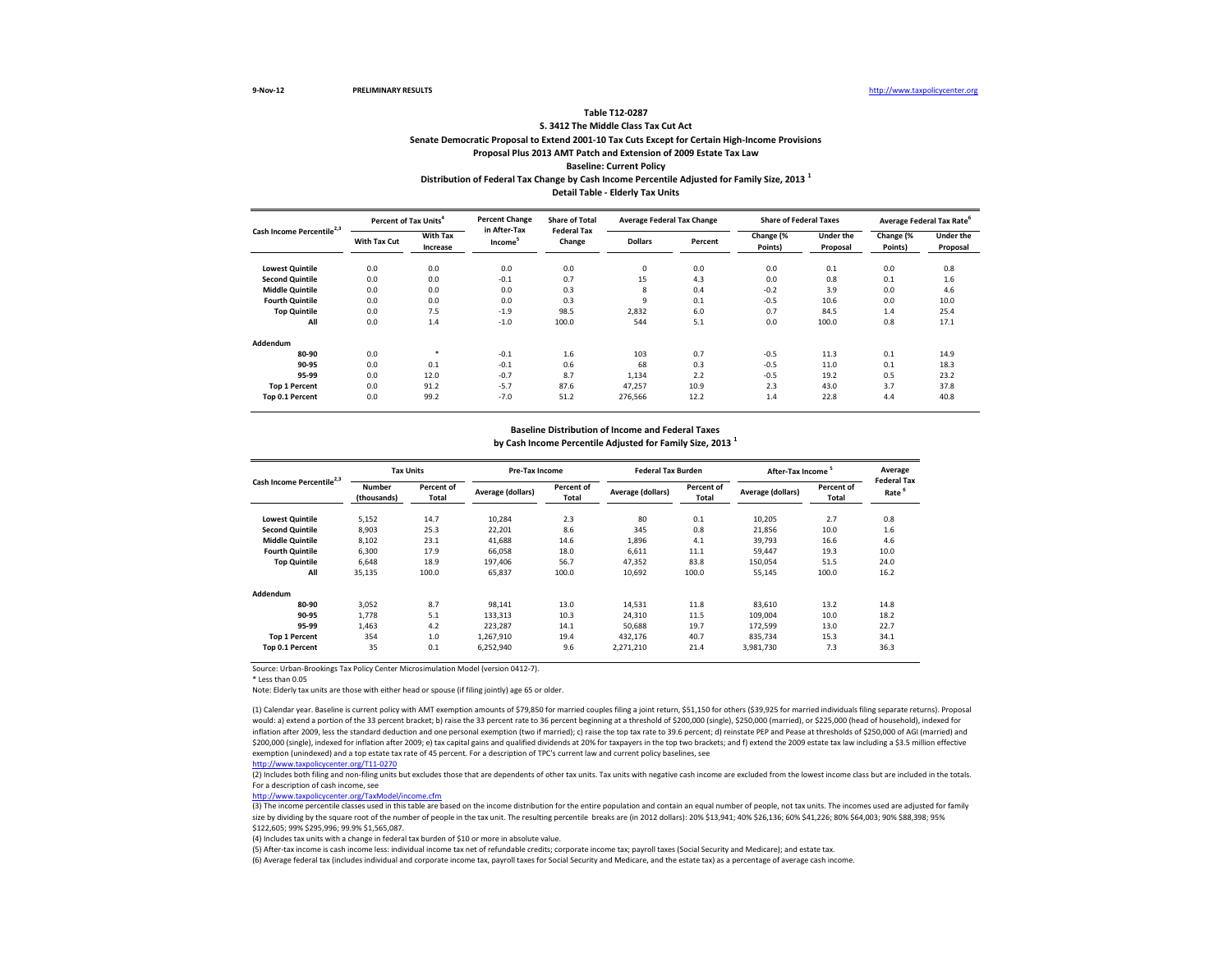9-Nov-12 PRELIMINARY RESULTS http://www.taxpolicycenter.org

**Table T12-0287**

**S. 3412 The Middle Class Tax Cut Act**

**Senate Democratic Proposal to Extend 2001-10 Tax Cuts Except for Certain High-Income Provisions**

**Proposal Plus 2013 AMT Patch and Extension of 2009 Estate Tax Law**

**Baseline: Current Policy**

**Distribution of Federal Tax Change by Cash Income Percentile Adjusted for Family Size, 2013 [1]**

**Detail Table - Elderly Tax Units**

| Cash Income Percentile[2,3] | Percent of Tax Units[4] | | Percent Change in After-Tax Income[5] | Share of Total Federal Tax Change | Average Federal Tax Change | | Share of Federal Taxes | | Average Federal Tax Rate[6] | |
|---|---|---|---|---|---|---|---|---|---|---|
| | With Tax Cut | With Tax Increase | | | Dollars | Percent | Change (% Points) | Under the Proposal | Change (% Points) | Under the Proposal |
| Lowest Quintile | 0.0 | 0.0 | 0.0 | 0.0 | 0 | 0.0 | 0.0 | 0.1 | 0.0 | 0.8 |
| Second Quintile | 0.0 | 0.0 | -0.1 | 0.7 | 15 | 4.3 | 0.0 | 0.8 | 0.1 | 1.6 |
| Middle Quintile | 0.0 | 0.0 | 0.0 | 0.3 | 8 | 0.4 | -0.2 | 3.9 | 0.0 | 4.6 |
| Fourth Quintile | 0.0 | 0.0 | 0.0 | 0.3 | 9 | 0.1 | -0.5 | 10.6 | 0.0 | 10.0 |
| Top Quintile | 0.0 | 7.5 | -1.9 | 98.5 | 2,832 | 6.0 | 0.7 | 84.5 | 1.4 | 25.4 |
| All | 0.0 | 1.4 | -1.0 | 100.0 | 544 | 5.1 | 0.0 | 100.0 | 0.8 | 17.1 |
| **Addendum** | | | | | | | | | | |
| 80-90 | 0.0 | * | -0.1 | 1.6 | 103 | 0.7 | -0.5 | 11.3 | 0.1 | 14.9 |
| 90-95 | 0.0 | 0.1 | -0.1 | 0.6 | 68 | 0.3 | -0.5 | 11.0 | 0.1 | 18.3 |
| 95-99 | 0.0 | 12.0 | -0.7 | 8.7 | 1,134 | 2.2 | -0.5 | 19.2 | 0.5 | 23.2 |
| Top 1 Percent | 0.0 | 91.2 | -5.7 | 87.6 | 47,257 | 10.9 | 2.3 | 43.0 | 3.7 | 37.8 |
| Top 0.1 Percent | 0.0 | 99.2 | -7.0 | 51.2 | 276,566 | 12.2 | 1.4 | 22.8 | 4.4 | 40.8 |

**Baseline Distribution of Income and Federal Taxes**

**by Cash Income Percentile Adjusted for Family Size, 2013 [1]**

| Cash Income Percentile[2,3] | Tax Units | | Pre-Tax Income | | Federal Tax Burden | | After-Tax Income[5] | | Average Federal Tax Rate[6] |
|---|---|---|---|---|---|---|---|---|---|
| | Number (thousands) | Percent of Total | Average (dollars) | Percent of Total | Average (dollars) | Percent of Total | Average (dollars) | Percent of Total | |
| Lowest Quintile | 5,152 | 14.7 | 10,284 | 2.3 | 80 | 0.1 | 10,205 | 2.7 | 0.8 |
| Second Quintile | 8,903 | 25.3 | 22,201 | 8.6 | 345 | 0.8 | 21,856 | 10.0 | 1.6 |
| Middle Quintile | 8,102 | 23.1 | 41,688 | 14.6 | 1,896 | 4.1 | 39,793 | 16.6 | 4.6 |
| Fourth Quintile | 6,300 | 17.9 | 66,058 | 18.0 | 6,611 | 11.1 | 59,447 | 19.3 | 10.0 |
| Top Quintile | 6,648 | 18.9 | 197,406 | 56.7 | 47,352 | 83.8 | 150,054 | 51.5 | 24.0 |
| All | 35,135 | 100.0 | 65,837 | 100.0 | 10,692 | 100.0 | 55,145 | 100.0 | 16.2 |
| **Addendum** | | | | | | | | | |
| 80-90 | 3,052 | 8.7 | 98,141 | 13.0 | 14,531 | 11.8 | 83,610 | 13.2 | 14.8 |
| 90-95 | 1,778 | 5.1 | 133,313 | 10.3 | 24,310 | 11.5 | 109,004 | 10.0 | 18.2 |
| 95-99 | 1,463 | 4.2 | 223,287 | 14.1 | 50,688 | 19.7 | 172,599 | 13.0 | 22.7 |
| Top 1 Percent | 354 | 1.0 | 1,267,910 | 19.4 | 432,176 | 40.7 | 835,734 | 15.3 | 34.1 |
| Top 0.1 Percent | 35 | 0.1 | 6,252,940 | 9.6 | 2,271,210 | 21.4 | 3,981,730 | 7.3 | 36.3 |

Source: Urban-Brookings Tax Policy Center Microsimulation Model (version 0412-7).

* Less than 0.05

Note: Elderly tax units are those with either head or spouse (if filing jointly) age 65 or older.

(1) Calendar year. Baseline is current policy with AMT exemption amounts of $79,850 for married couples filing a joint return, $51,150 for others ($39,925 for married individuals filing separate returns). Proposal would: a) extend a portion of the 33 percent bracket; b) raise the 33 percent rate to 36 percent beginning at a threshold of $200,000 (single), $250,000 (married), or $225,000 (head of household), indexed for inflation after 2009, less the standard deduction and one personal exemption (two if married); c) raise the top tax rate to 39.6 percent; d) reinstate PEP and Pease at thresholds of $250,000 of AGI (married) and $200,000 (single), indexed for inflation after 2009; e) tax capital gains and qualified dividends at 20% for taxpayers in the top two brackets; and f) extend the 2009 estate tax law including a $3.5 million effective exemption (unindexed) and a top estate tax rate of 45 percent. For a description of TPC's current law and current policy baselines, see http://www.taxpolicycenter.org/T11-0270

(2) Includes both filing and non-filing units but excludes those that are dependents of other tax units. Tax units with negative cash income are excluded from the lowest income class but are included in the totals. For a description of cash income, see http://www.taxpolicycenter.org/TaxModel/income.cfm

(3) The income percentile classes used in this table are based on the income distribution for the entire population and contain an equal number of people, not tax units. The incomes used are adjusted for family size by dividing by the square root of the number of people in the tax unit. The resulting percentile breaks are (in 2012 dollars): 20% $13,941; 40% $26,136; 60% $41,226; 80% $64,003; 90% $88,398; 95% $122,605; 99% $295,996; 99.9% $1,565,087.

(4) Includes tax units with a change in federal tax burden of $10 or more in absolute value.

(5) After-tax income is cash income less: individual income tax net of refundable credits; corporate income tax; payroll taxes (Social Security and Medicare); and estate tax.

(6) Average federal tax (includes individual and corporate income tax, payroll taxes for Social Security and Medicare, and the estate tax) as a percentage of average cash income.